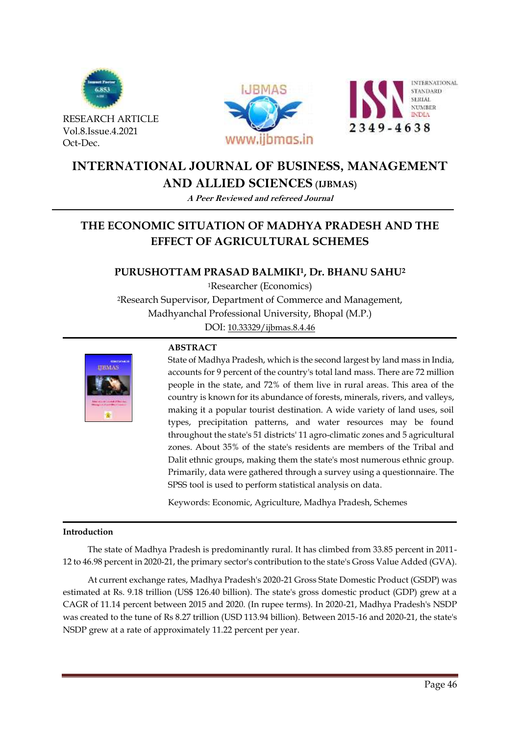RESEARCH ARTICLE
Vol.8.Issue.4.2021
Oct-Dec.

# INTERNATIONAL JOURNAL OF BUSINESS, MANAGEMENT AND ALLIED SCIENCES (IJBMAS)

*A Peer Reviewed and refereed Journal*

## THE ECONOMIC SITUATION OF MADHYA PRADESH AND THE EFFECT OF AGRICULTURAL SCHEMES

**PURUSHOTTAM PRASAD BALMIKI[1], Dr. BHANU SAHU[2]**

[1]Researcher (Economics)

[2]Research Supervisor, Department of Commerce and Management, Madhyanchal Professional University, Bhopal (M.P.)

DOI: 10.33329/ijbmas.8.4.46

### ABSTRACT

State of Madhya Pradesh, which is the second largest by land mass in India, accounts for 9 percent of the country's total land mass. There are 72 million people in the state, and 72% of them live in rural areas. This area of the country is known for its abundance of forests, minerals, rivers, and valleys, making it a popular tourist destination. A wide variety of land uses, soil types, precipitation patterns, and water resources may be found throughout the state's 51 districts' 11 agro-climatic zones and 5 agricultural zones. About 35% of the state's residents are members of the Tribal and Dalit ethnic groups, making them the state's most numerous ethnic group. Primarily, data were gathered through a survey using a questionnaire. The SPSS tool is used to perform statistical analysis on data.

Keywords: Economic, Agriculture, Madhya Pradesh, Schemes

### Introduction

The state of Madhya Pradesh is predominantly rural. It has climbed from 33.85 percent in 2011-12 to 46.98 percent in 2020-21, the primary sector's contribution to the state's Gross Value Added (GVA).

At current exchange rates, Madhya Pradesh's 2020-21 Gross State Domestic Product (GSDP) was estimated at Rs. 9.18 trillion (US$ 126.40 billion). The state's gross domestic product (GDP) grew at a CAGR of 11.14 percent between 2015 and 2020. (In rupee terms). In 2020-21, Madhya Pradesh's NSDP was created to the tune of Rs 8.27 trillion (USD 113.94 billion). Between 2015-16 and 2020-21, the state's NSDP grew at a rate of approximately 11.22 percent per year.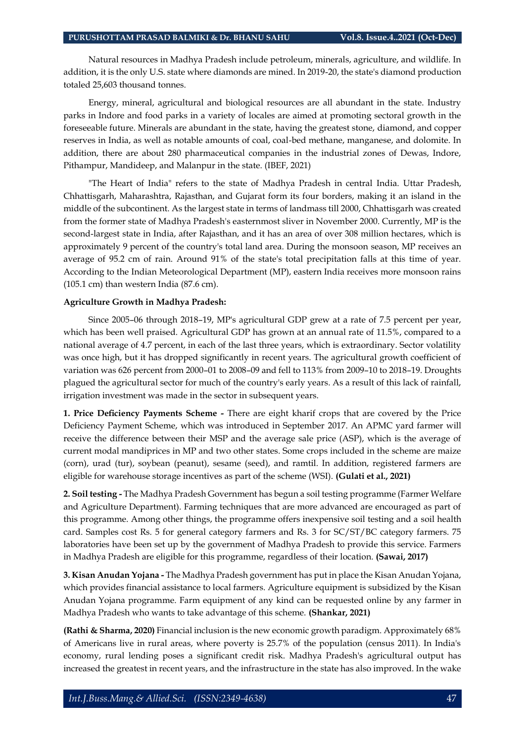Natural resources in Madhya Pradesh include petroleum, minerals, agriculture, and wildlife. In addition, it is the only U.S. state where diamonds are mined. In 2019-20, the state's diamond production totaled 25,603 thousand tonnes.

Energy, mineral, agricultural and biological resources are all abundant in the state. Industry parks in Indore and food parks in a variety of locales are aimed at promoting sectoral growth in the foreseeable future. Minerals are abundant in the state, having the greatest stone, diamond, and copper reserves in India, as well as notable amounts of coal, coal-bed methane, manganese, and dolomite. In addition, there are about 280 pharmaceutical companies in the industrial zones of Dewas, Indore, Pithampur, Mandideep, and Malanpur in the state. (IBEF, 2021)

"The Heart of India" refers to the state of Madhya Pradesh in central India. Uttar Pradesh, Chhattisgarh, Maharashtra, Rajasthan, and Gujarat form its four borders, making it an island in the middle of the subcontinent. As the largest state in terms of landmass till 2000, Chhattisgarh was created from the former state of Madhya Pradesh's easternmost sliver in November 2000. Currently, MP is the second-largest state in India, after Rajasthan, and it has an area of over 308 million hectares, which is approximately 9 percent of the country's total land area. During the monsoon season, MP receives an average of 95.2 cm of rain. Around 91% of the state's total precipitation falls at this time of year. According to the Indian Meteorological Department (MP), eastern India receives more monsoon rains (105.1 cm) than western India (87.6 cm).

**Agriculture Growth in Madhya Pradesh:**

Since 2005–06 through 2018–19, MP's agricultural GDP grew at a rate of 7.5 percent per year, which has been well praised. Agricultural GDP has grown at an annual rate of 11.5%, compared to a national average of 4.7 percent, in each of the last three years, which is extraordinary. Sector volatility was once high, but it has dropped significantly in recent years. The agricultural growth coefficient of variation was 626 percent from 2000–01 to 2008–09 and fell to 113% from 2009–10 to 2018–19. Droughts plagued the agricultural sector for much of the country's early years. As a result of this lack of rainfall, irrigation investment was made in the sector in subsequent years.

**1. Price Deficiency Payments Scheme -** There are eight kharif crops that are covered by the Price Deficiency Payment Scheme, which was introduced in September 2017. An APMC yard farmer will receive the difference between their MSP and the average sale price (ASP), which is the average of current modal mandiprices in MP and two other states. Some crops included in the scheme are maize (corn), urad (tur), soybean (peanut), sesame (seed), and ramtil. In addition, registered farmers are eligible for warehouse storage incentives as part of the scheme (WSI). **(Gulati et al., 2021)**

**2. Soil testing -** The Madhya Pradesh Government has begun a soil testing programme (Farmer Welfare and Agriculture Department). Farming techniques that are more advanced are encouraged as part of this programme. Among other things, the programme offers inexpensive soil testing and a soil health card. Samples cost Rs. 5 for general category farmers and Rs. 3 for SC/ST/BC category farmers. 75 laboratories have been set up by the government of Madhya Pradesh to provide this service. Farmers in Madhya Pradesh are eligible for this programme, regardless of their location. **(Sawai, 2017)**

**3. Kisan Anudan Yojana -** The Madhya Pradesh government has put in place the Kisan Anudan Yojana, which provides financial assistance to local farmers. Agriculture equipment is subsidized by the Kisan Anudan Yojana programme. Farm equipment of any kind can be requested online by any farmer in Madhya Pradesh who wants to take advantage of this scheme. **(Shankar, 2021)**

**(Rathi & Sharma, 2020)** Financial inclusion is the new economic growth paradigm. Approximately 68% of Americans live in rural areas, where poverty is 25.7% of the population (census 2011). In India's economy, rural lending poses a significant credit risk. Madhya Pradesh's agricultural output has increased the greatest in recent years, and the infrastructure in the state has also improved. In the wake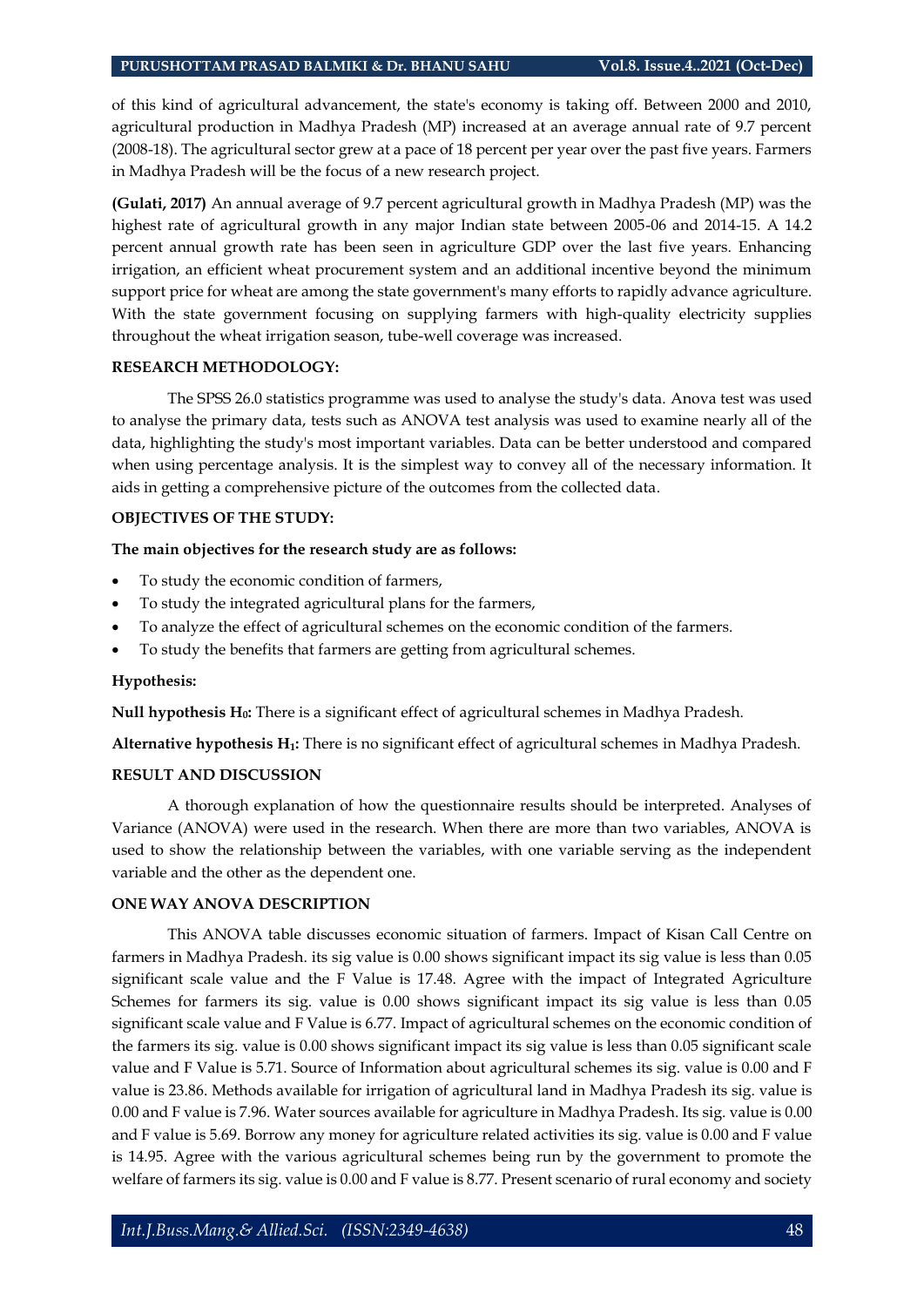of this kind of agricultural advancement, the state's economy is taking off. Between 2000 and 2010, agricultural production in Madhya Pradesh (MP) increased at an average annual rate of 9.7 percent (2008-18). The agricultural sector grew at a pace of 18 percent per year over the past five years. Farmers in Madhya Pradesh will be the focus of a new research project.

**(Gulati, 2017)** An annual average of 9.7 percent agricultural growth in Madhya Pradesh (MP) was the highest rate of agricultural growth in any major Indian state between 2005-06 and 2014-15. A 14.2 percent annual growth rate has been seen in agriculture GDP over the last five years. Enhancing irrigation, an efficient wheat procurement system and an additional incentive beyond the minimum support price for wheat are among the state government's many efforts to rapidly advance agriculture. With the state government focusing on supplying farmers with high-quality electricity supplies throughout the wheat irrigation season, tube-well coverage was increased.

## RESEARCH METHODOLOGY:

The SPSS 26.0 statistics programme was used to analyse the study's data. Anova test was used to analyse the primary data, tests such as ANOVA test analysis was used to examine nearly all of the data, highlighting the study's most important variables. Data can be better understood and compared when using percentage analysis. It is the simplest way to convey all of the necessary information. It aids in getting a comprehensive picture of the outcomes from the collected data.

## OBJECTIVES OF THE STUDY:

**The main objectives for the research study are as follows:**

- To study the economic condition of farmers,
- To study the integrated agricultural plans for the farmers,
- To analyze the effect of agricultural schemes on the economic condition of the farmers.
- To study the benefits that farmers are getting from agricultural schemes.

**Hypothesis:**

**Null hypothesis $H_0$:** There is a significant effect of agricultural schemes in Madhya Pradesh.

**Alternative hypothesis $H_1$:** There is no significant effect of agricultural schemes in Madhya Pradesh.

## RESULT AND DISCUSSION

A thorough explanation of how the questionnaire results should be interpreted. Analyses of Variance (ANOVA) were used in the research. When there are more than two variables, ANOVA is used to show the relationship between the variables, with one variable serving as the independent variable and the other as the dependent one.

## ONE WAY ANOVA DESCRIPTION

This ANOVA table discusses economic situation of farmers. Impact of Kisan Call Centre on farmers in Madhya Pradesh. its sig value is 0.00 shows significant impact its sig value is less than 0.05 significant scale value and the F Value is 17.48. Agree with the impact of Integrated Agriculture Schemes for farmers its sig. value is 0.00 shows significant impact its sig value is less than 0.05 significant scale value and F Value is 6.77. Impact of agricultural schemes on the economic condition of the farmers its sig. value is 0.00 shows significant impact its sig value is less than 0.05 significant scale value and F Value is 5.71. Source of Information about agricultural schemes its sig. value is 0.00 and F value is 23.86. Methods available for irrigation of agricultural land in Madhya Pradesh its sig. value is 0.00 and F value is 7.96. Water sources available for agriculture in Madhya Pradesh. Its sig. value is 0.00 and F value is 5.69. Borrow any money for agriculture related activities its sig. value is 0.00 and F value is 14.95. Agree with the various agricultural schemes being run by the government to promote the welfare of farmers its sig. value is 0.00 and F value is 8.77. Present scenario of rural economy and society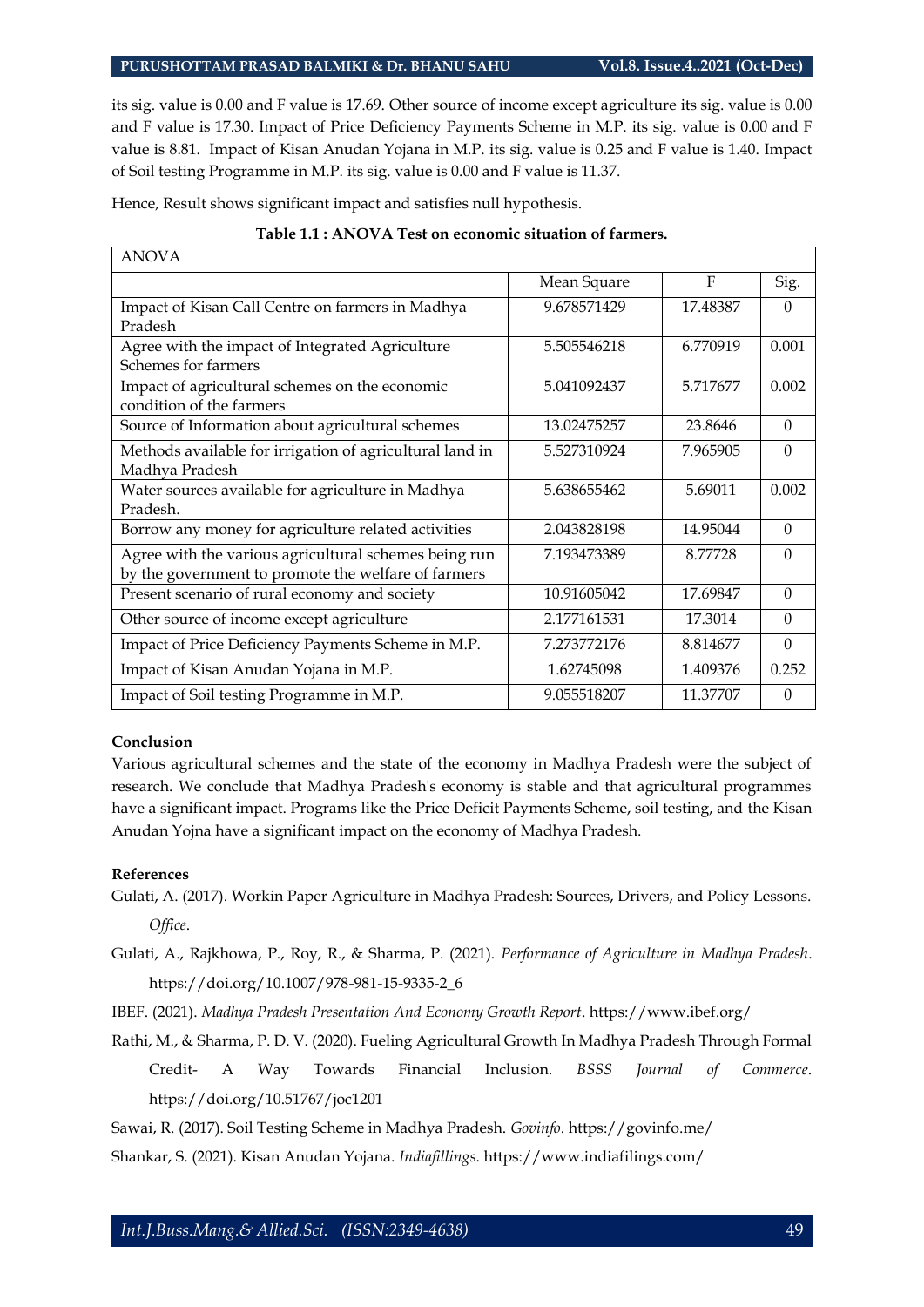its sig. value is 0.00 and F value is 17.69. Other source of income except agriculture its sig. value is 0.00 and F value is 17.30. Impact of Price Deficiency Payments Scheme in M.P. its sig. value is 0.00 and F value is 8.81. Impact of Kisan Anudan Yojana in M.P. its sig. value is 0.25 and F value is 1.40. Impact of Soil testing Programme in M.P. its sig. value is 0.00 and F value is 11.37.

Hence, Result shows significant impact and satisfies null hypothesis.

**Table 1.1 : ANOVA Test on economic situation of farmers.**

| ANOVA | | | |
|---|---|---|---|
| | Mean Square | F | Sig. |
| Impact of Kisan Call Centre on farmers in Madhya Pradesh | 9.678571429 | 17.48387 | 0 |
| Agree with the impact of Integrated Agriculture Schemes for farmers | 5.505546218 | 6.770919 | 0.001 |
| Impact of agricultural schemes on the economic condition of the farmers | 5.041092437 | 5.717677 | 0.002 |
| Source of Information about agricultural schemes | 13.02475257 | 23.8646 | 0 |
| Methods available for irrigation of agricultural land in Madhya Pradesh | 5.527310924 | 7.965905 | 0 |
| Water sources available for agriculture in Madhya Pradesh. | 5.638655462 | 5.69011 | 0.002 |
| Borrow any money for agriculture related activities | 2.043828198 | 14.95044 | 0 |
| Agree with the various agricultural schemes being run by the government to promote the welfare of farmers | 7.193473389 | 8.77728 | 0 |
| Present scenario of rural economy and society | 10.91605042 | 17.69847 | 0 |
| Other source of income except agriculture | 2.177161531 | 17.3014 | 0 |
| Impact of Price Deficiency Payments Scheme in M.P. | 7.273772176 | 8.814677 | 0 |
| Impact of Kisan Anudan Yojana in M.P. | 1.62745098 | 1.409376 | 0.252 |
| Impact of Soil testing Programme in M.P. | 9.055518207 | 11.37707 | 0 |

**Conclusion**

Various agricultural schemes and the state of the economy in Madhya Pradesh were the subject of research. We conclude that Madhya Pradesh's economy is stable and that agricultural programmes have a significant impact. Programs like the Price Deficit Payments Scheme, soil testing, and the Kisan Anudan Yojna have a significant impact on the economy of Madhya Pradesh.

**References**

Gulati, A. (2017). Workin Paper Agriculture in Madhya Pradesh: Sources, Drivers, and Policy Lessons. *Office*.

Gulati, A., Rajkhowa, P., Roy, R., & Sharma, P. (2021). *Performance of Agriculture in Madhya Pradesh*. https://doi.org/10.1007/978-981-15-9335-2_6

IBEF. (2021). *Madhya Pradesh Presentation And Economy Growth Report*. https://www.ibef.org/

Rathi, M., & Sharma, P. D. V. (2020). Fueling Agricultural Growth In Madhya Pradesh Through Formal Credit- A Way Towards Financial Inclusion. *BSSS Journal of Commerce*. https://doi.org/10.51767/joc1201

Sawai, R. (2017). Soil Testing Scheme in Madhya Pradesh. *Govinfo*. https://govinfo.me/

Shankar, S. (2021). Kisan Anudan Yojana. *Indiafillings*. https://www.indiafilings.com/